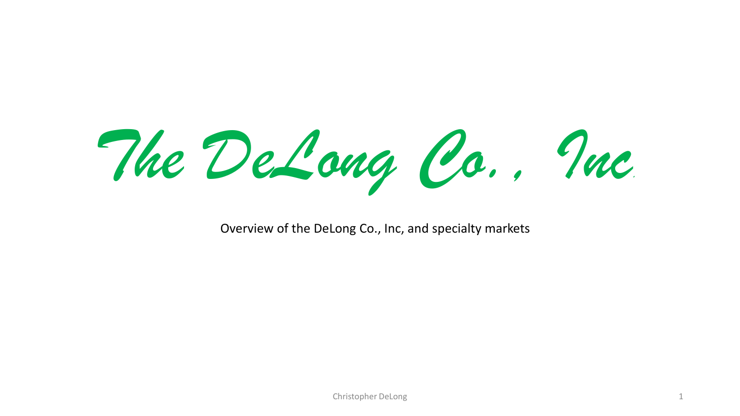# *The DeLong Co., Inc*

Overview of the DeLong Co., Inc, and specialty markets

Christopher DeLong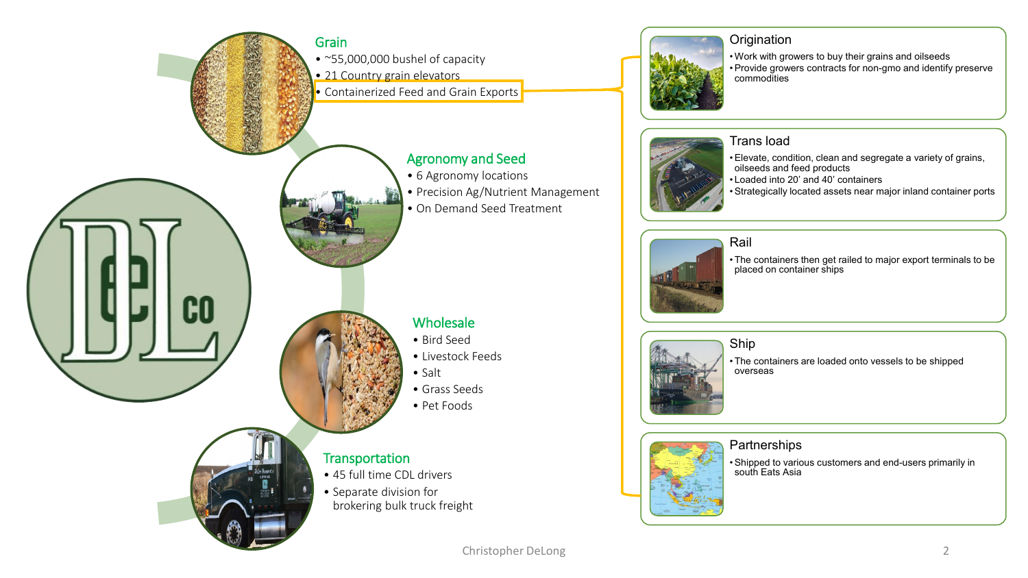## Grain

- ~55,000,000 bushel of capacity
- 21 Country grain elevators
- Containerized Feed and Grain Exports

## Agronomy and Seed

- 6 Agronomy locations
- Precision Ag/Nutrient Management
- On Demand Seed Treatment

## Wholesale

- Bird Seed
- Livestock Feeds
- Salt
- Grass Seeds
- Pet Foods

## Transportation

- 45 full time CDL drivers
- Separate division for brokering bulk truck freight

### Origination

- Work with growers to buy their grains and oilseeds
- Provide growers contracts for non-gmo and identify preserve commodities

### Trans load

- Elevate, condition, clean and segregate a variety of grains, oilseeds and feed products
- Loaded into 20' and 40' containers
- Strategically located assets near major inland container ports

### Rail

- The containers then get railed to major export terminals to be placed on container ships

### Ship

- The containers are loaded onto vessels to be shipped overseas

### Partnerships

- Shipped to various customers and end-users primarily in south Eats Asia

Christopher DeLong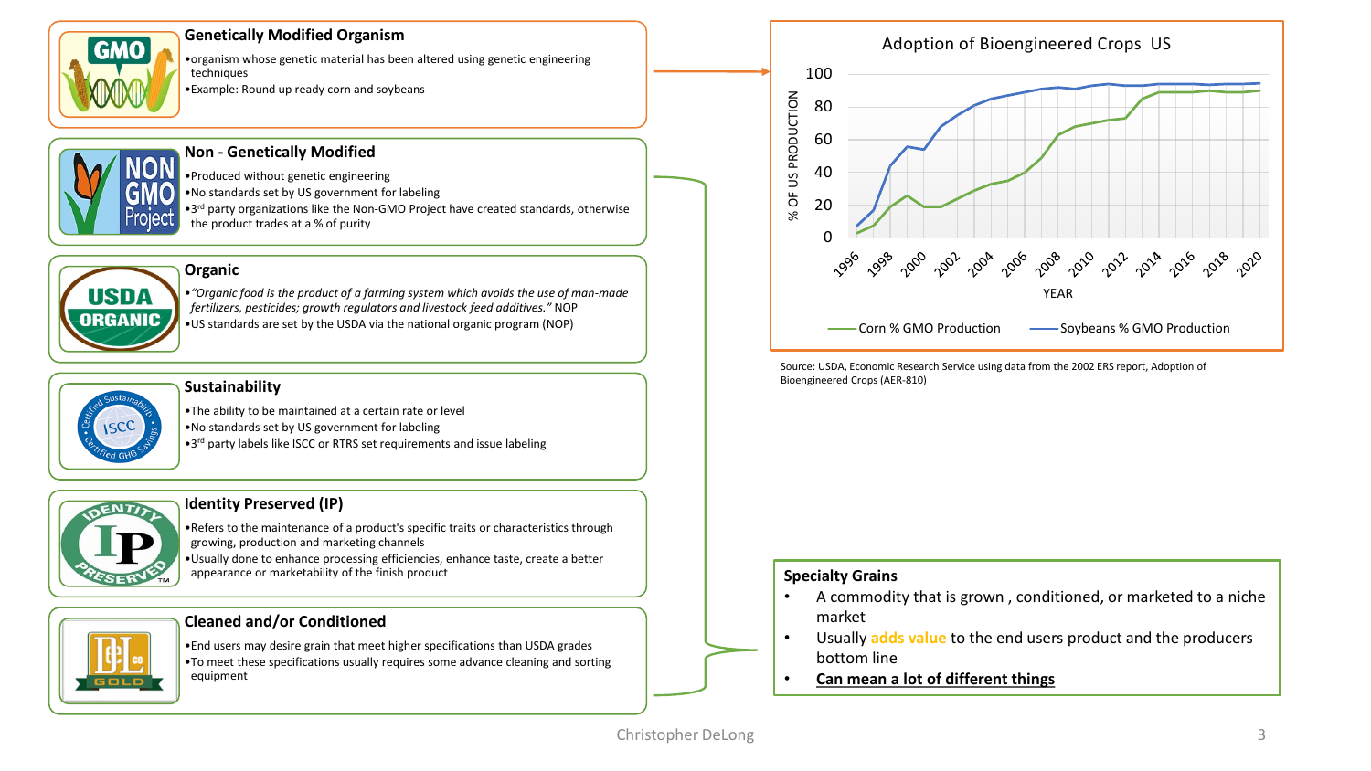### Genetically Modified Organism

- organism whose genetic material has been altered using genetic engineering techniques
- Example: Round up ready corn and soybeans

### Non - Genetically Modified

- Produced without genetic engineering
- No standards set by US government for labeling
- 3rd party organizations like the Non-GMO Project have created standards, otherwise the product trades at a % of purity

### Organic

- *"Organic food is the product of a farming system which avoids the use of man-made fertilizers, pesticides; growth regulators and livestock feed additives."* NOP
- US standards are set by the USDA via the national organic program (NOP)

### Sustainability

- The ability to be maintained at a certain rate or level
- No standards set by US government for labeling
- 3rd party labels like ISCC or RTRS set requirements and issue labeling

### Identity Preserved (IP)

- Refers to the maintenance of a product's specific traits or characteristics through growing, production and marketing channels
- Usually done to enhance processing efficiencies, enhance taste, create a better appearance or marketability of the finish product

### Cleaned and/or Conditioned

- End users may desire grain that meet higher specifications than USDA grades
- To meet these specifications usually requires some advance cleaning and sorting equipment

**Adoption of Bioengineered Crops US**

Y-axis: % OF US PRODUCTION (0–100); X-axis: YEAR (1996–2020)

Legend: Corn % GMO Production; Soybeans % GMO Production

Source: USDA, Economic Research Service using data from the 2002 ERS report, Adoption of Bioengineered Crops (AER-810)

### Specialty Grains

- A commodity that is grown , conditioned, or marketed to a niche market
- Usually **adds value** to the end users product and the producers bottom line
- **Can mean a lot of different things**

Christopher DeLong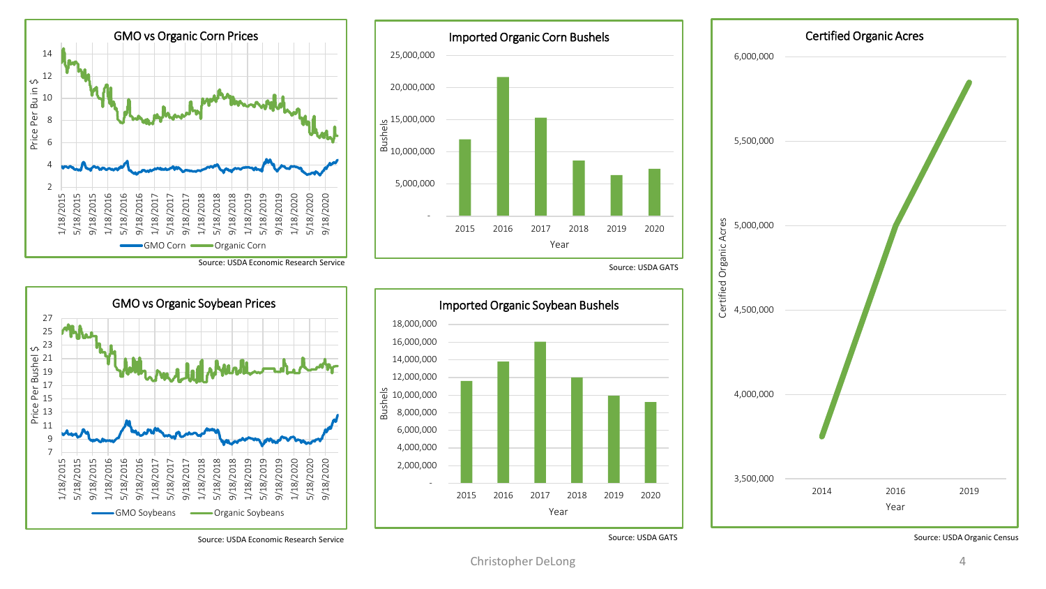## GMO vs Organic Corn Prices

Price Per Bu in $

GMO Corn | Organic Corn

Source: USDA Economic Research Service

## Imported Organic Corn Bushels

Bushels | Year

Source: USDA GATS

## Certified Organic Acres

Certified Organic Acres | Year

Source: USDA Organic Census

## GMO vs Organic Soybean Prices

Price Per Bushel $

GMO Soybeans | Organic Soybeans

Source: USDA Economic Research Service

## Imported Organic Soybean Bushels

Bushels | Year

Source: USDA GATS

Christopher DeLong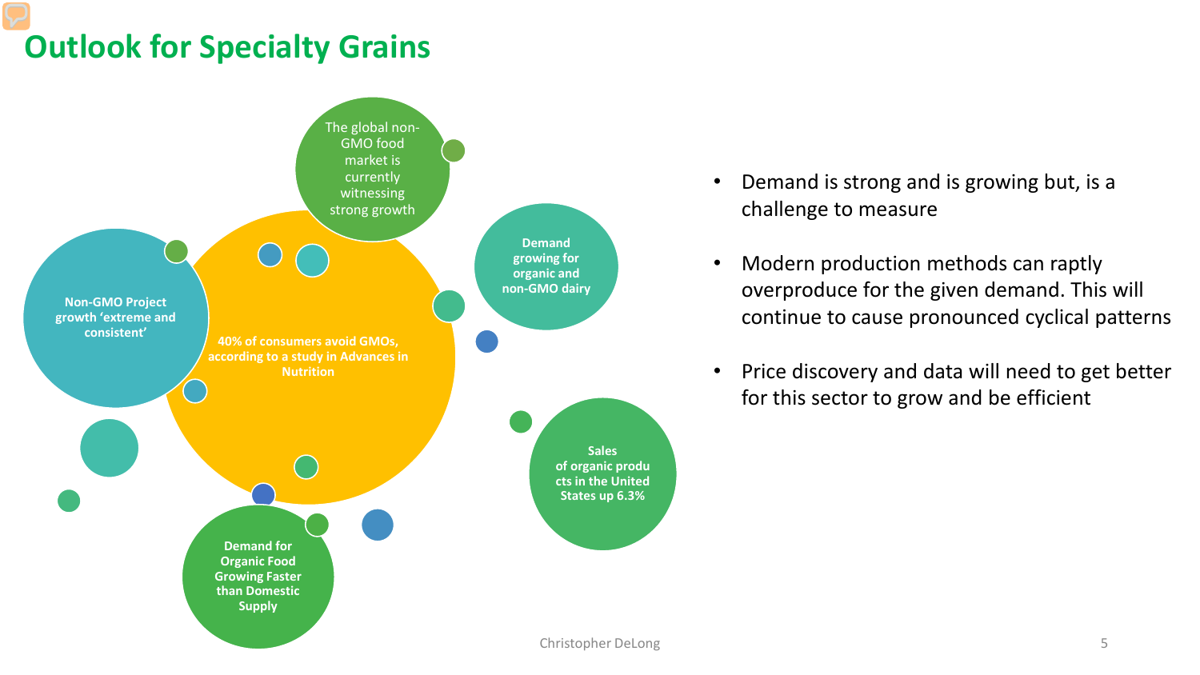# Outlook for Specialty Grains

The global non-GMO food market is currently witnessing strong growth

Demand growing for organic and non-GMO dairy

Non-GMO Project growth 'extreme and consistent'

40% of consumers avoid GMOs, according to a study in Advances in Nutrition

Sales of organic products in the United States up 6.3%

Demand for Organic Food Growing Faster than Domestic Supply

- Demand is strong and is growing but, is a challenge to measure
- Modern production methods can raptly overproduce for the given demand. This will continue to cause pronounced cyclical patterns
- Price discovery and data will need to get better for this sector to grow and be efficient

Christopher DeLong